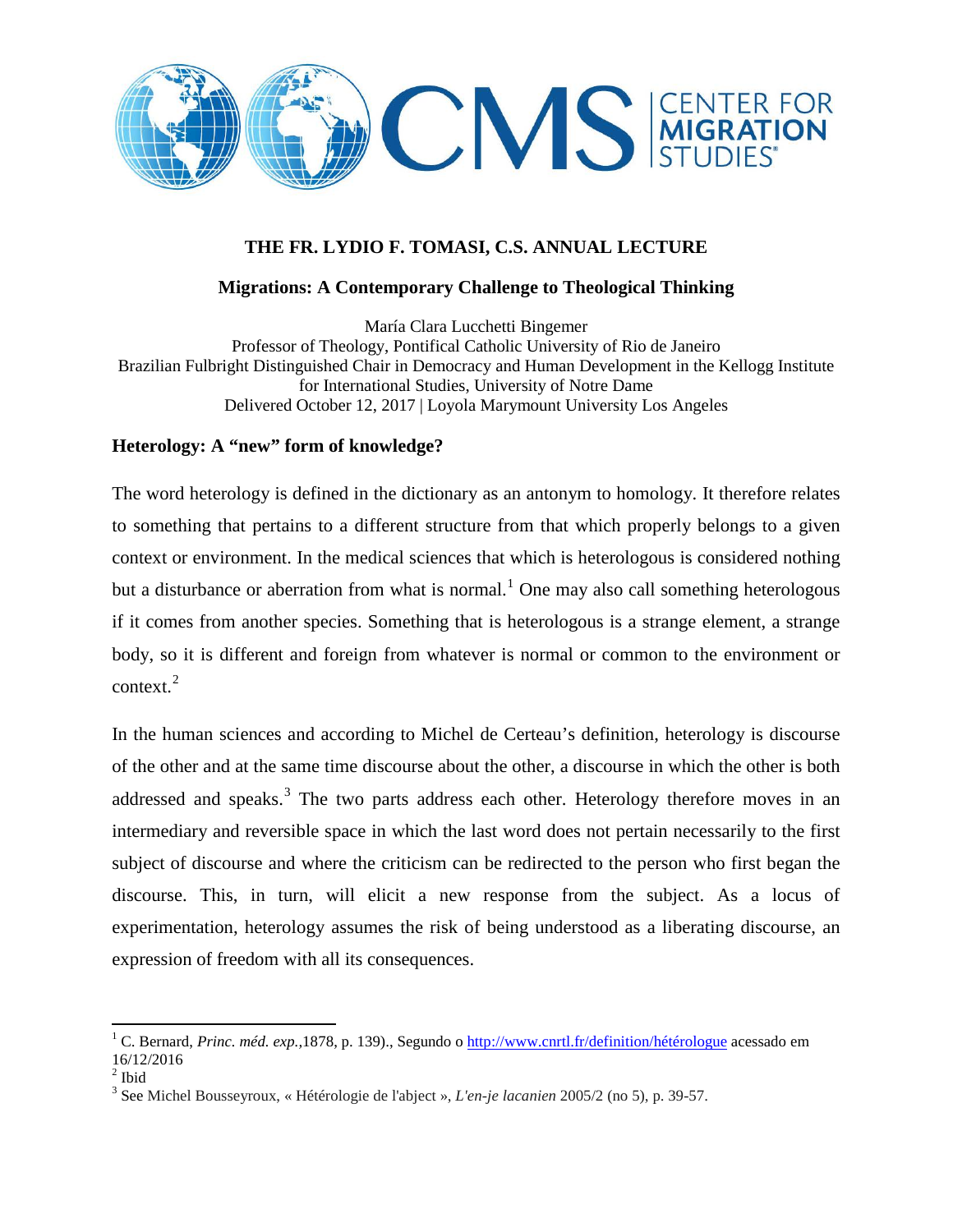# THE FR. LYDIO F. TOMASI, C.S. ANNUAL LECTURE

## Migrations: A Contemporary Challenge to Theological Thinking

María Clara Lucchetti Bingemer
Professor of Theology, Pontifical Catholic University of Rio de Janeiro
Brazilian Fulbright Distinguished Chair in Democracy and Human Development in the Kellogg Institute for International Studies, University of Notre Dame
Delivered October 12, 2017 | Loyola Marymount University Los Angeles

### Heterology: A "new" form of knowledge?

The word heterology is defined in the dictionary as an antonym to homology. It therefore relates to something that pertains to a different structure from that which properly belongs to a given context or environment. In the medical sciences that which is heterologous is considered nothing but a disturbance or aberration from what is normal.[1] One may also call something heterologous if it comes from another species. Something that is heterologous is a strange element, a strange body, so it is different and foreign from whatever is normal or common to the environment or context.[2]

In the human sciences and according to Michel de Certeau's definition, heterology is discourse of the other and at the same time discourse about the other, a discourse in which the other is both addressed and speaks.[3] The two parts address each other. Heterology therefore moves in an intermediary and reversible space in which the last word does not pertain necessarily to the first subject of discourse and where the criticism can be redirected to the person who first began the discourse. This, in turn, will elicit a new response from the subject. As a locus of experimentation, heterology assumes the risk of being understood as a liberating discourse, an expression of freedom with all its consequences.

---

[1] C. Bernard, *Princ. méd. exp.*,1878, p. 139)., Segundo o http://www.cnrtl.fr/definition/hétérologue acessado em 16/12/2016

[2] Ibid

[3] See Michel Bousseyroux, « Hétérologie de l'abject », *L'en-je lacanien* 2005/2 (no 5), p. 39-57.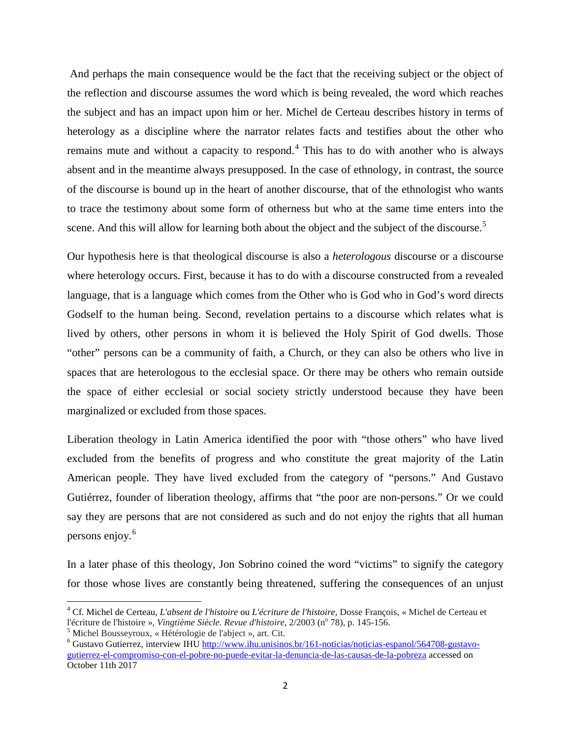And perhaps the main consequence would be the fact that the receiving subject or the object of the reflection and discourse assumes the word which is being revealed, the word which reaches the subject and has an impact upon him or her. Michel de Certeau describes history in terms of heterology as a discipline where the narrator relates facts and testifies about the other who remains mute and without a capacity to respond.[4] This has to do with another who is always absent and in the meantime always presupposed. In the case of ethnology, in contrast, the source of the discourse is bound up in the heart of another discourse, that of the ethnologist who wants to trace the testimony about some form of otherness but who at the same time enters into the scene. And this will allow for learning both about the object and the subject of the discourse.[5]

Our hypothesis here is that theological discourse is also a *heterologous* discourse or a discourse where heterology occurs. First, because it has to do with a discourse constructed from a revealed language, that is a language which comes from the Other who is God who in God's word directs Godself to the human being. Second, revelation pertains to a discourse which relates what is lived by others, other persons in whom it is believed the Holy Spirit of God dwells. Those "other" persons can be a community of faith, a Church, or they can also be others who live in spaces that are heterologous to the ecclesial space. Or there may be others who remain outside the space of either ecclesial or social society strictly understood because they have been marginalized or excluded from those spaces.

Liberation theology in Latin America identified the poor with "those others" who have lived excluded from the benefits of progress and who constitute the great majority of the Latin American people. They have lived excluded from the category of "persons." And Gustavo Gutiérrez, founder of liberation theology, affirms that "the poor are non-persons." Or we could say they are persons that are not considered as such and do not enjoy the rights that all human persons enjoy.[6]

In a later phase of this theology, Jon Sobrino coined the word "victims" to signify the category for those whose lives are constantly being threatened, suffering the consequences of an unjust

---

[4] Cf. Michel de Certeau, *L'absent de l'histoire* ou *L'écriture de l'histoire*, Dosse François, « Michel de Certeau et l'écriture de l'histoire », *Vingtième Siècle. Revue d'histoire*, 2/2003 (n° 78), p. 145-156.

[5] Michel Bousseyroux, « Hétérologie de l'abject », art. Cit.

[6] Gustavo Gutierrez, interview IHU http://www.ihu.unisinos.br/161-noticias/noticias-espanol/564708-gustavo-gutierrez-el-compromiso-con-el-pobre-no-puede-evitar-la-denuncia-de-las-causas-de-la-pobreza accessed on October 11th 2017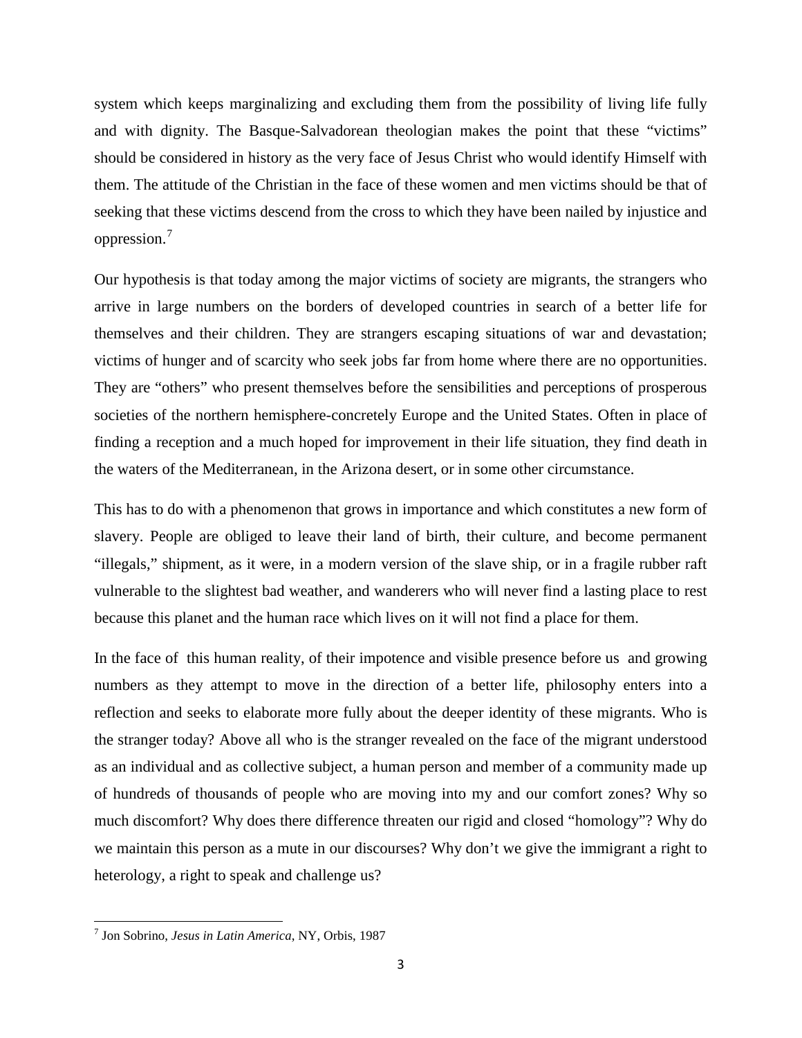system which keeps marginalizing and excluding them from the possibility of living life fully and with dignity. The Basque-Salvadorean theologian makes the point that these "victims" should be considered in history as the very face of Jesus Christ who would identify Himself with them. The attitude of the Christian in the face of these women and men victims should be that of seeking that these victims descend from the cross to which they have been nailed by injustice and oppression.[7]

Our hypothesis is that today among the major victims of society are migrants, the strangers who arrive in large numbers on the borders of developed countries in search of a better life for themselves and their children. They are strangers escaping situations of war and devastation; victims of hunger and of scarcity who seek jobs far from home where there are no opportunities. They are "others" who present themselves before the sensibilities and perceptions of prosperous societies of the northern hemisphere-concretely Europe and the United States. Often in place of finding a reception and a much hoped for improvement in their life situation, they find death in the waters of the Mediterranean, in the Arizona desert, or in some other circumstance.

This has to do with a phenomenon that grows in importance and which constitutes a new form of slavery. People are obliged to leave their land of birth, their culture, and become permanent "illegals," shipment, as it were, in a modern version of the slave ship, or in a fragile rubber raft vulnerable to the slightest bad weather, and wanderers who will never find a lasting place to rest because this planet and the human race which lives on it will not find a place for them.

In the face of this human reality, of their impotence and visible presence before us and growing numbers as they attempt to move in the direction of a better life, philosophy enters into a reflection and seeks to elaborate more fully about the deeper identity of these migrants. Who is the stranger today? Above all who is the stranger revealed on the face of the migrant understood as an individual and as collective subject, a human person and member of a community made up of hundreds of thousands of people who are moving into my and our comfort zones? Why so much discomfort? Why does there difference threaten our rigid and closed "homology"? Why do we maintain this person as a mute in our discourses? Why don't we give the immigrant a right to heterology, a right to speak and challenge us?

---

[7] Jon Sobrino, *Jesus in Latin America*, NY, Orbis, 1987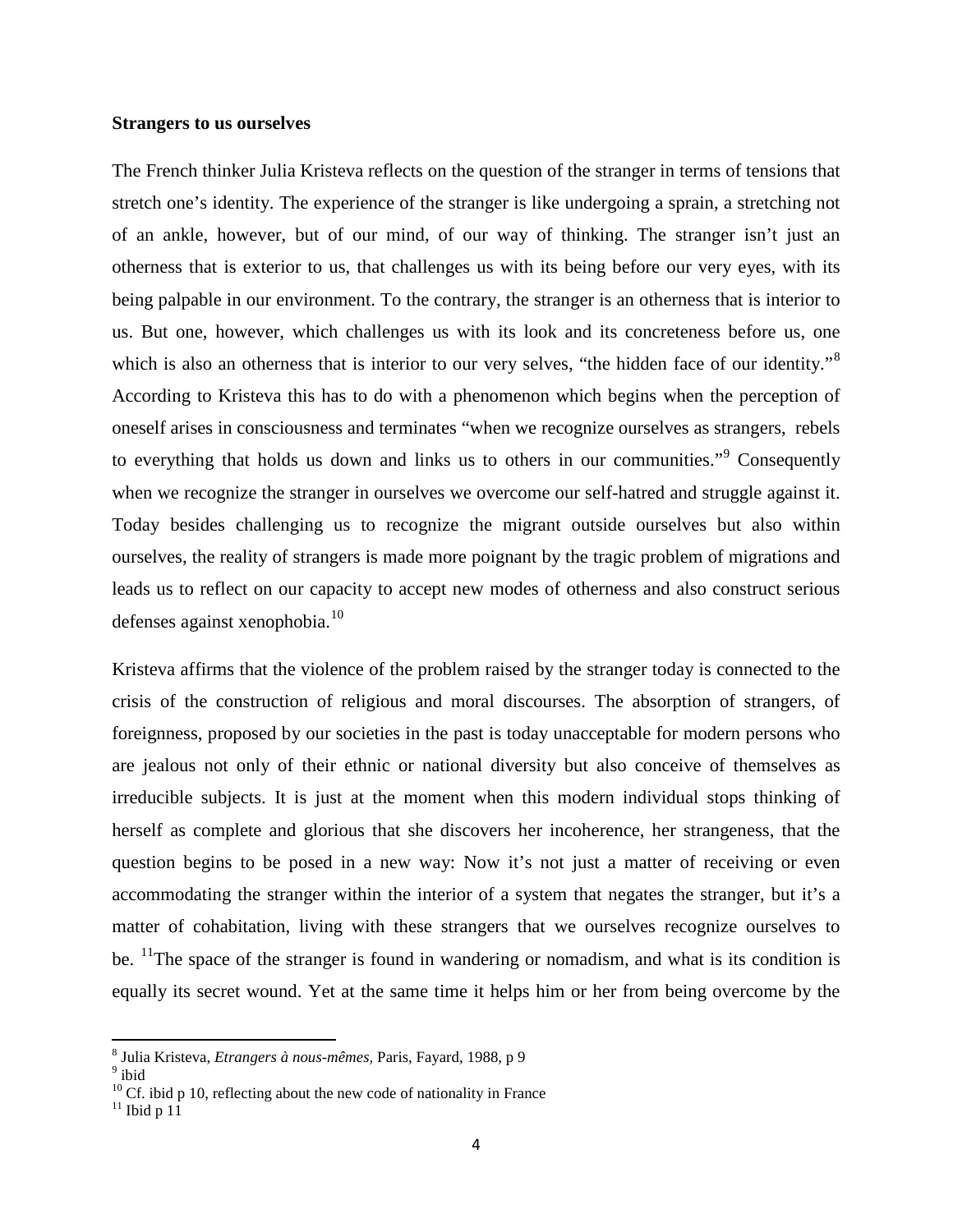**Strangers to us ourselves**

The French thinker Julia Kristeva reflects on the question of the stranger in terms of tensions that stretch one's identity. The experience of the stranger is like undergoing a sprain, a stretching not of an ankle, however, but of our mind, of our way of thinking. The stranger isn't just an otherness that is exterior to us, that challenges us with its being before our very eyes, with its being palpable in our environment. To the contrary, the stranger is an otherness that is interior to us. But one, however, which challenges us with its look and its concreteness before us, one which is also an otherness that is interior to our very selves, "the hidden face of our identity."[8] According to Kristeva this has to do with a phenomenon which begins when the perception of oneself arises in consciousness and terminates "when we recognize ourselves as strangers, rebels to everything that holds us down and links us to others in our communities."[9] Consequently when we recognize the stranger in ourselves we overcome our self-hatred and struggle against it. Today besides challenging us to recognize the migrant outside ourselves but also within ourselves, the reality of strangers is made more poignant by the tragic problem of migrations and leads us to reflect on our capacity to accept new modes of otherness and also construct serious defenses against xenophobia.[10]

Kristeva affirms that the violence of the problem raised by the stranger today is connected to the crisis of the construction of religious and moral discourses. The absorption of strangers, of foreignness, proposed by our societies in the past is today unacceptable for modern persons who are jealous not only of their ethnic or national diversity but also conceive of themselves as irreducible subjects. It is just at the moment when this modern individual stops thinking of herself as complete and glorious that she discovers her incoherence, her strangeness, that the question begins to be posed in a new way: Now it's not just a matter of receiving or even accommodating the stranger within the interior of a system that negates the stranger, but it's a matter of cohabitation, living with these strangers that we ourselves recognize ourselves to be. [11]The space of the stranger is found in wandering or nomadism, and what is its condition is equally its secret wound. Yet at the same time it helps him or her from being overcome by the

---

[8] Julia Kristeva, *Etrangers à nous-mêmes,* Paris, Fayard, 1988, p 9

[9] ibid

[10] Cf. ibid p 10, reflecting about the new code of nationality in France

[11] Ibid p 11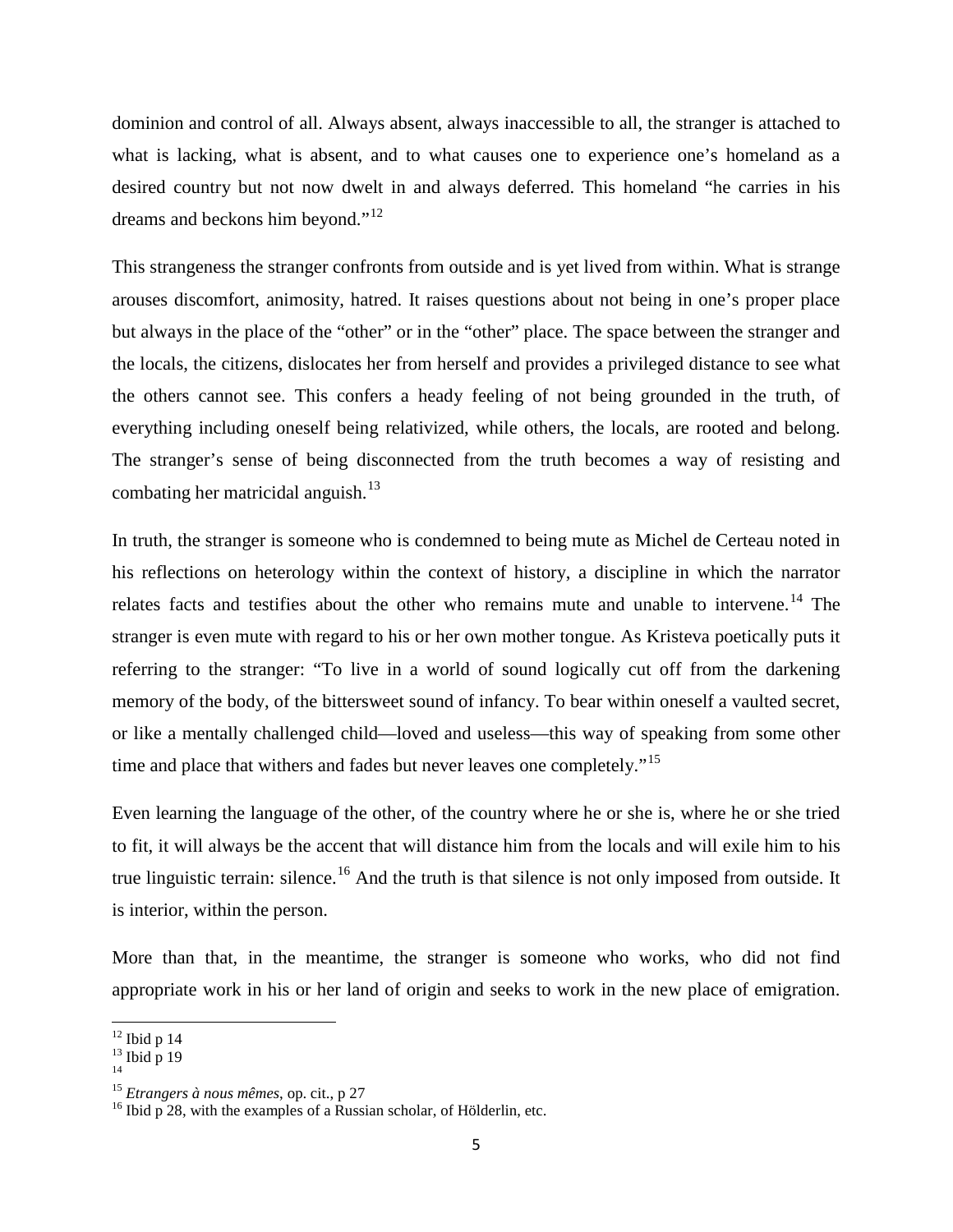dominion and control of all. Always absent, always inaccessible to all, the stranger is attached to what is lacking, what is absent, and to what causes one to experience one's homeland as a desired country but not now dwelt in and always deferred. This homeland "he carries in his dreams and beckons him beyond."[12]

This strangeness the stranger confronts from outside and is yet lived from within. What is strange arouses discomfort, animosity, hatred. It raises questions about not being in one's proper place but always in the place of the "other" or in the "other" place. The space between the stranger and the locals, the citizens, dislocates her from herself and provides a privileged distance to see what the others cannot see. This confers a heady feeling of not being grounded in the truth, of everything including oneself being relativized, while others, the locals, are rooted and belong. The stranger's sense of being disconnected from the truth becomes a way of resisting and combating her matricidal anguish.[13]

In truth, the stranger is someone who is condemned to being mute as Michel de Certeau noted in his reflections on heterology within the context of history, a discipline in which the narrator relates facts and testifies about the other who remains mute and unable to intervene.[14] The stranger is even mute with regard to his or her own mother tongue. As Kristeva poetically puts it referring to the stranger: "To live in a world of sound logically cut off from the darkening memory of the body, of the bittersweet sound of infancy. To bear within oneself a vaulted secret, or like a mentally challenged child—loved and useless—this way of speaking from some other time and place that withers and fades but never leaves one completely."[15]

Even learning the language of the other, of the country where he or she is, where he or she tried to fit, it will always be the accent that will distance him from the locals and will exile him to his true linguistic terrain: silence.[16] And the truth is that silence is not only imposed from outside. It is interior, within the person.

More than that, in the meantime, the stranger is someone who works, who did not find appropriate work in his or her land of origin and seeks to work in the new place of emigration.

---

[12] Ibid p 14

[13] Ibid p 19

[14]

[15] *Etrangers à nous mêmes*, op. cit., p 27

[16] Ibid p 28, with the examples of a Russian scholar, of Hölderlin, etc.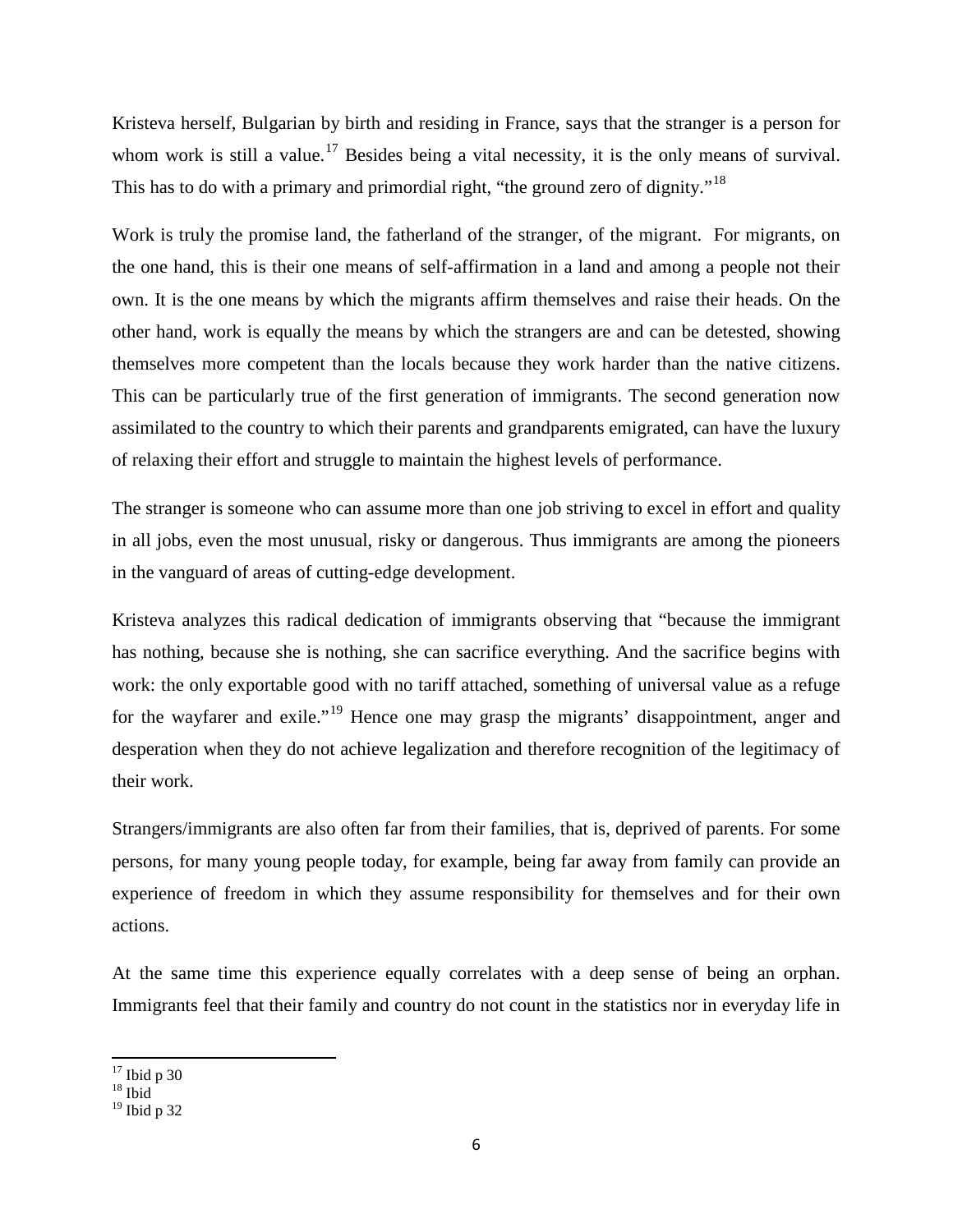Kristeva herself, Bulgarian by birth and residing in France, says that the stranger is a person for whom work is still a value.[17] Besides being a vital necessity, it is the only means of survival. This has to do with a primary and primordial right, "the ground zero of dignity."[18]

Work is truly the promise land, the fatherland of the stranger, of the migrant. For migrants, on the one hand, this is their one means of self-affirmation in a land and among a people not their own. It is the one means by which the migrants affirm themselves and raise their heads. On the other hand, work is equally the means by which the strangers are and can be detested, showing themselves more competent than the locals because they work harder than the native citizens. This can be particularly true of the first generation of immigrants. The second generation now assimilated to the country to which their parents and grandparents emigrated, can have the luxury of relaxing their effort and struggle to maintain the highest levels of performance.

The stranger is someone who can assume more than one job striving to excel in effort and quality in all jobs, even the most unusual, risky or dangerous. Thus immigrants are among the pioneers in the vanguard of areas of cutting-edge development.

Kristeva analyzes this radical dedication of immigrants observing that "because the immigrant has nothing, because she is nothing, she can sacrifice everything. And the sacrifice begins with work: the only exportable good with no tariff attached, something of universal value as a refuge for the wayfarer and exile."[19] Hence one may grasp the migrants' disappointment, anger and desperation when they do not achieve legalization and therefore recognition of the legitimacy of their work.

Strangers/immigrants are also often far from their families, that is, deprived of parents. For some persons, for many young people today, for example, being far away from family can provide an experience of freedom in which they assume responsibility for themselves and for their own actions.

At the same time this experience equally correlates with a deep sense of being an orphan. Immigrants feel that their family and country do not count in the statistics nor in everyday life in

---

[17] Ibid p 30

[18] Ibid

[19] Ibid p 32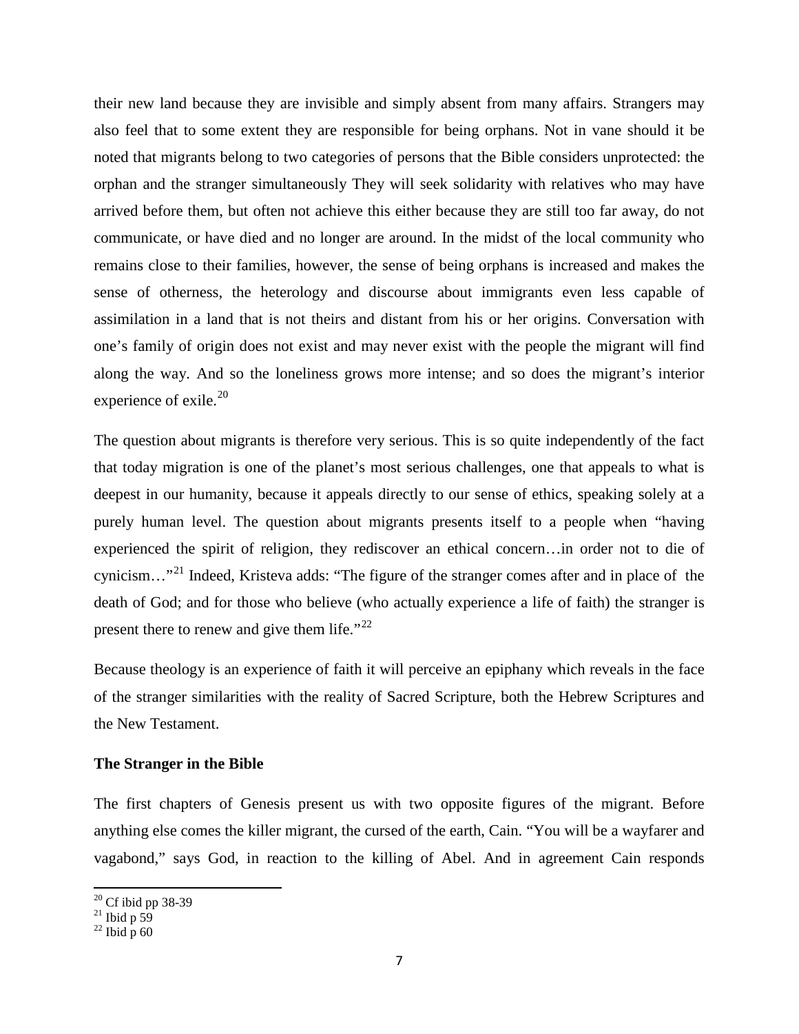their new land because they are invisible and simply absent from many affairs. Strangers may also feel that to some extent they are responsible for being orphans. Not in vane should it be noted that migrants belong to two categories of persons that the Bible considers unprotected: the orphan and the stranger simultaneously They will seek solidarity with relatives who may have arrived before them, but often not achieve this either because they are still too far away, do not communicate, or have died and no longer are around. In the midst of the local community who remains close to their families, however, the sense of being orphans is increased and makes the sense of otherness, the heterology and discourse about immigrants even less capable of assimilation in a land that is not theirs and distant from his or her origins. Conversation with one's family of origin does not exist and may never exist with the people the migrant will find along the way. And so the loneliness grows more intense; and so does the migrant's interior experience of exile.[20]

The question about migrants is therefore very serious. This is so quite independently of the fact that today migration is one of the planet's most serious challenges, one that appeals to what is deepest in our humanity, because it appeals directly to our sense of ethics, speaking solely at a purely human level. The question about migrants presents itself to a people when "having experienced the spirit of religion, they rediscover an ethical concern…in order not to die of cynicism…"[21] Indeed, Kristeva adds: "The figure of the stranger comes after and in place of the death of God; and for those who believe (who actually experience a life of faith) the stranger is present there to renew and give them life."[22]

Because theology is an experience of faith it will perceive an epiphany which reveals in the face of the stranger similarities with the reality of Sacred Scripture, both the Hebrew Scriptures and the New Testament.

**The Stranger in the Bible**

The first chapters of Genesis present us with two opposite figures of the migrant. Before anything else comes the killer migrant, the cursed of the earth, Cain. "You will be a wayfarer and vagabond," says God, in reaction to the killing of Abel. And in agreement Cain responds

[20] Cf ibid pp 38-39

[21] Ibid p 59

[22] Ibid p 60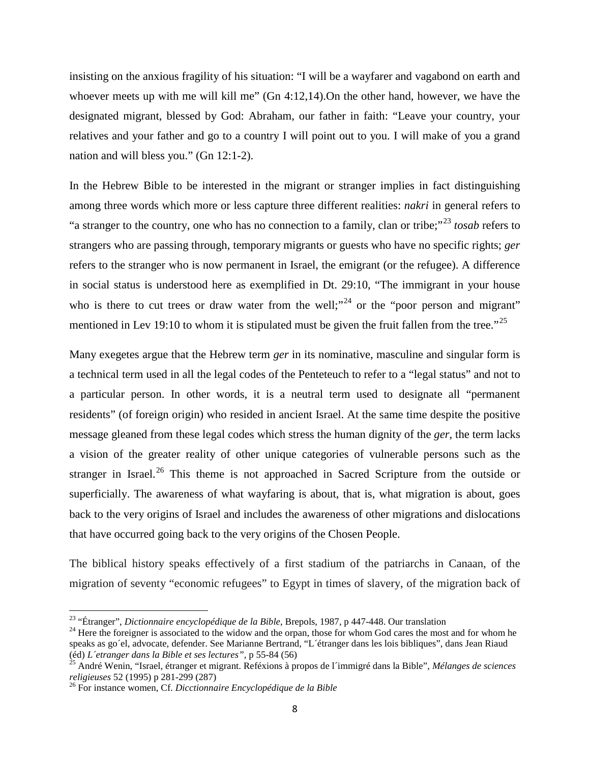insisting on the anxious fragility of his situation: "I will be a wayfarer and vagabond on earth and whoever meets up with me will kill me" (Gn 4:12,14).On the other hand, however, we have the designated migrant, blessed by God: Abraham, our father in faith: "Leave your country, your relatives and your father and go to a country I will point out to you. I will make of you a grand nation and will bless you." (Gn 12:1-2).

In the Hebrew Bible to be interested in the migrant or stranger implies in fact distinguishing among three words which more or less capture three different realities: *nakri* in general refers to "a stranger to the country, one who has no connection to a family, clan or tribe;"[23] *tosab* refers to strangers who are passing through, temporary migrants or guests who have no specific rights; *ger* refers to the stranger who is now permanent in Israel, the emigrant (or the refugee). A difference in social status is understood here as exemplified in Dt. 29:10, "The immigrant in your house who is there to cut trees or draw water from the well;"[24] or the "poor person and migrant" mentioned in Lev 19:10 to whom it is stipulated must be given the fruit fallen from the tree."[25]

Many exegetes argue that the Hebrew term *ger* in its nominative, masculine and singular form is a technical term used in all the legal codes of the Penteteuch to refer to a "legal status" and not to a particular person. In other words, it is a neutral term used to designate all "permanent residents" (of foreign origin) who resided in ancient Israel. At the same time despite the positive message gleaned from these legal codes which stress the human dignity of the *ger*, the term lacks a vision of the greater reality of other unique categories of vulnerable persons such as the stranger in Israel.[26] This theme is not approached in Sacred Scripture from the outside or superficially. The awareness of what wayfaring is about, that is, what migration is about, goes back to the very origins of Israel and includes the awareness of other migrations and dislocations that have occurred going back to the very origins of the Chosen People.

The biblical history speaks effectively of a first stadium of the patriarchs in Canaan, of the migration of seventy "economic refugees" to Egypt in times of slavery, of the migration back of

---

[23] "Étranger", *Dictionnaire encyclopédique de la Bible*, Brepols, 1987, p 447-448. Our translation

[24] Here the foreigner is associated to the widow and the orpan, those for whom God cares the most and for whom he speaks as go´el, advocate, defender. See Marianne Bertrand, "L´étranger dans les lois bibliques", dans Jean Riaud (éd) *L´etranger dans la Bible et ses lectures",* p 55-84 (56)

[25] André Wenin, "Israel, étranger et migrant. Refléxions à propos de l´immigré dans la Bible", *Mélanges de sciences religieuses* 52 (1995) p 281-299 (287)

[26] For instance women, Cf. *Dicctionnaire Encyclopédique de la Bible*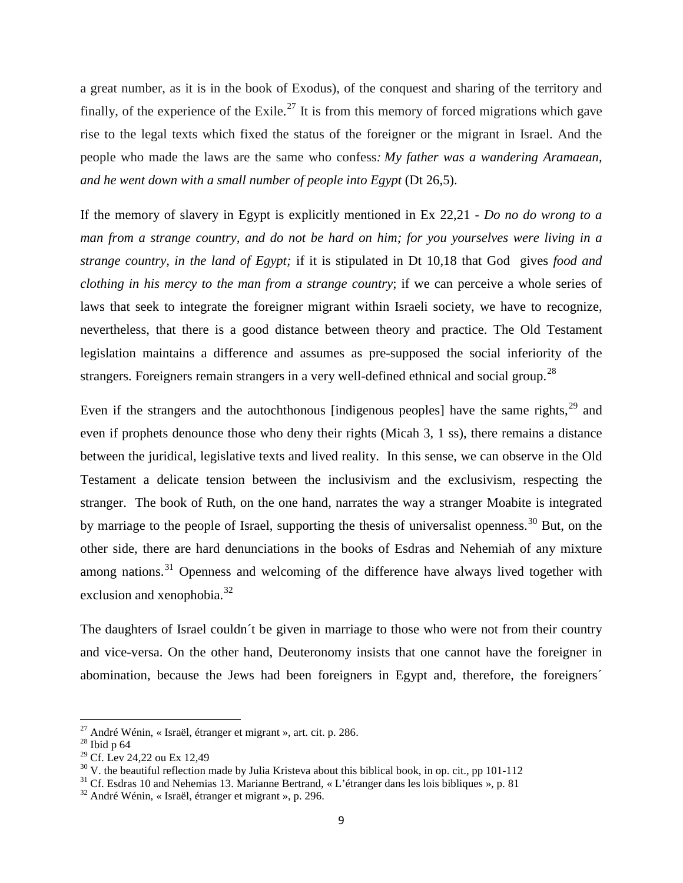a great number, as it is in the book of Exodus), of the conquest and sharing of the territory and finally, of the experience of the Exile.[27] It is from this memory of forced migrations which gave rise to the legal texts which fixed the status of the foreigner or the migrant in Israel. And the people who made the laws are the same who confess*: My father was a wandering Aramaean, and he went down with a small number of people into Egypt* (Dt 26,5).

If the memory of slavery in Egypt is explicitly mentioned in Ex 22,21 - *Do no do wrong to a man from a strange country, and do not be hard on him; for you yourselves were living in a strange country, in the land of Egypt;* if it is stipulated in Dt 10,18 that God gives *food and clothing in his mercy to the man from a strange country*; if we can perceive a whole series of laws that seek to integrate the foreigner migrant within Israeli society, we have to recognize, nevertheless, that there is a good distance between theory and practice. The Old Testament legislation maintains a difference and assumes as pre-supposed the social inferiority of the strangers. Foreigners remain strangers in a very well-defined ethnical and social group.[28]

Even if the strangers and the autochthonous [indigenous peoples] have the same rights,[29] and even if prophets denounce those who deny their rights (Micah 3, 1 ss), there remains a distance between the juridical, legislative texts and lived reality. In this sense, we can observe in the Old Testament a delicate tension between the inclusivism and the exclusivism, respecting the stranger. The book of Ruth, on the one hand, narrates the way a stranger Moabite is integrated by marriage to the people of Israel, supporting the thesis of universalist openness.[30] But, on the other side, there are hard denunciations in the books of Esdras and Nehemiah of any mixture among nations.[31] Openness and welcoming of the difference have always lived together with exclusion and xenophobia.[32]

The daughters of Israel couldn´t be given in marriage to those who were not from their country and vice-versa. On the other hand, Deuteronomy insists that one cannot have the foreigner in abomination, because the Jews had been foreigners in Egypt and, therefore, the foreigners´

---

[27] André Wénin, « Israël, étranger et migrant », art. cit. p. 286.

[28] Ibid p 64

[29] Cf. Lev 24,22 ou Ex 12,49

[30] V. the beautiful reflection made by Julia Kristeva about this biblical book, in op. cit., pp 101-112

[31] Cf. Esdras 10 and Nehemias 13. Marianne Bertrand, « L'étranger dans les lois bibliques », p. 81

[32] André Wénin, « Israël, étranger et migrant », p. 296.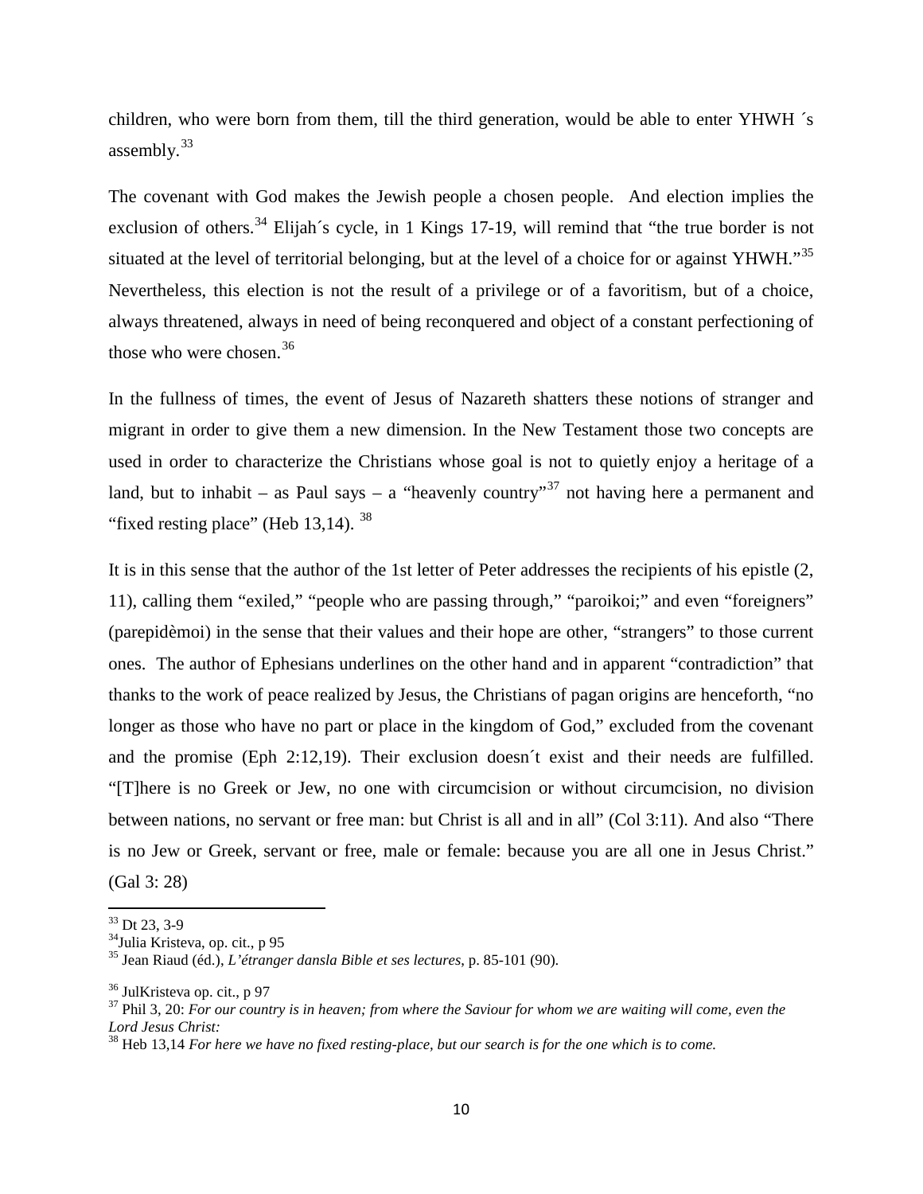children, who were born from them, till the third generation, would be able to enter YHWH ´s assembly.[33]

The covenant with God makes the Jewish people a chosen people. And election implies the exclusion of others.[34] Elijah´s cycle, in 1 Kings 17-19, will remind that "the true border is not situated at the level of territorial belonging, but at the level of a choice for or against YHWH."[35] Nevertheless, this election is not the result of a privilege or of a favoritism, but of a choice, always threatened, always in need of being reconquered and object of a constant perfectioning of those who were chosen.[36]

In the fullness of times, the event of Jesus of Nazareth shatters these notions of stranger and migrant in order to give them a new dimension. In the New Testament those two concepts are used in order to characterize the Christians whose goal is not to quietly enjoy a heritage of a land, but to inhabit – as Paul says – a "heavenly country"[37] not having here a permanent and "fixed resting place" (Heb 13,14). [38]

It is in this sense that the author of the 1st letter of Peter addresses the recipients of his epistle (2, 11), calling them "exiled," "people who are passing through," "paroikoi;" and even "foreigners" (parepidèmoi) in the sense that their values and their hope are other, "strangers" to those current ones. The author of Ephesians underlines on the other hand and in apparent "contradiction" that thanks to the work of peace realized by Jesus, the Christians of pagan origins are henceforth, "no longer as those who have no part or place in the kingdom of God," excluded from the covenant and the promise (Eph 2:12,19). Their exclusion doesn´t exist and their needs are fulfilled. "[T]here is no Greek or Jew, no one with circumcision or without circumcision, no division between nations, no servant or free man: but Christ is all and in all" (Col 3:11). And also "There is no Jew or Greek, servant or free, male or female: because you are all one in Jesus Christ." (Gal 3: 28)

---

[33] Dt 23, 3-9

[34] Julia Kristeva, op. cit., p 95

[35] Jean Riaud (éd.), *L'étranger dansla Bible et ses lectures*, p. 85-101 (90).

[36] JulKristeva op. cit., p 97

[37] Phil 3, 20: *For our country is in heaven; from where the Saviour for whom we are waiting will come, even the Lord Jesus Christ:*

[38] Heb 13,14 *For here we have no fixed resting-place, but our search is for the one which is to come.*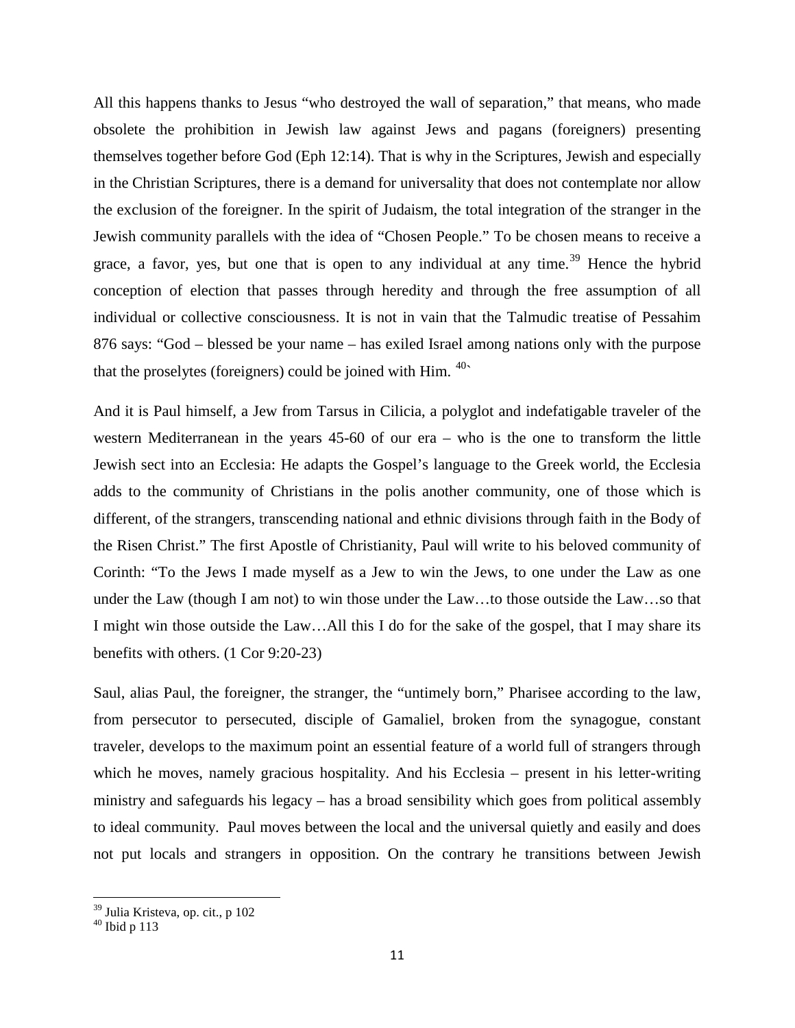All this happens thanks to Jesus "who destroyed the wall of separation," that means, who made obsolete the prohibition in Jewish law against Jews and pagans (foreigners) presenting themselves together before God (Eph 12:14). That is why in the Scriptures, Jewish and especially in the Christian Scriptures, there is a demand for universality that does not contemplate nor allow the exclusion of the foreigner. In the spirit of Judaism, the total integration of the stranger in the Jewish community parallels with the idea of "Chosen People." To be chosen means to receive a grace, a favor, yes, but one that is open to any individual at any time.[39] Hence the hybrid conception of election that passes through heredity and through the free assumption of all individual or collective consciousness. It is not in vain that the Talmudic treatise of Pessahim 876 says: "God – blessed be your name – has exiled Israel among nations only with the purpose that the proselytes (foreigners) could be joined with Him. [40]、

And it is Paul himself, a Jew from Tarsus in Cilicia, a polyglot and indefatigable traveler of the western Mediterranean in the years 45-60 of our era – who is the one to transform the little Jewish sect into an Ecclesia: He adapts the Gospel's language to the Greek world, the Ecclesia adds to the community of Christians in the polis another community, one of those which is different, of the strangers, transcending national and ethnic divisions through faith in the Body of the Risen Christ." The first Apostle of Christianity, Paul will write to his beloved community of Corinth: "To the Jews I made myself as a Jew to win the Jews, to one under the Law as one under the Law (though I am not) to win those under the Law…to those outside the Law…so that I might win those outside the Law…All this I do for the sake of the gospel, that I may share its benefits with others. (1 Cor 9:20-23)

Saul, alias Paul, the foreigner, the stranger, the "untimely born," Pharisee according to the law, from persecutor to persecuted, disciple of Gamaliel, broken from the synagogue, constant traveler, develops to the maximum point an essential feature of a world full of strangers through which he moves, namely gracious hospitality. And his Ecclesia – present in his letter-writing ministry and safeguards his legacy – has a broad sensibility which goes from political assembly to ideal community. Paul moves between the local and the universal quietly and easily and does not put locals and strangers in opposition. On the contrary he transitions between Jewish

[39] Julia Kristeva, op. cit., p 102

[40] Ibid p 113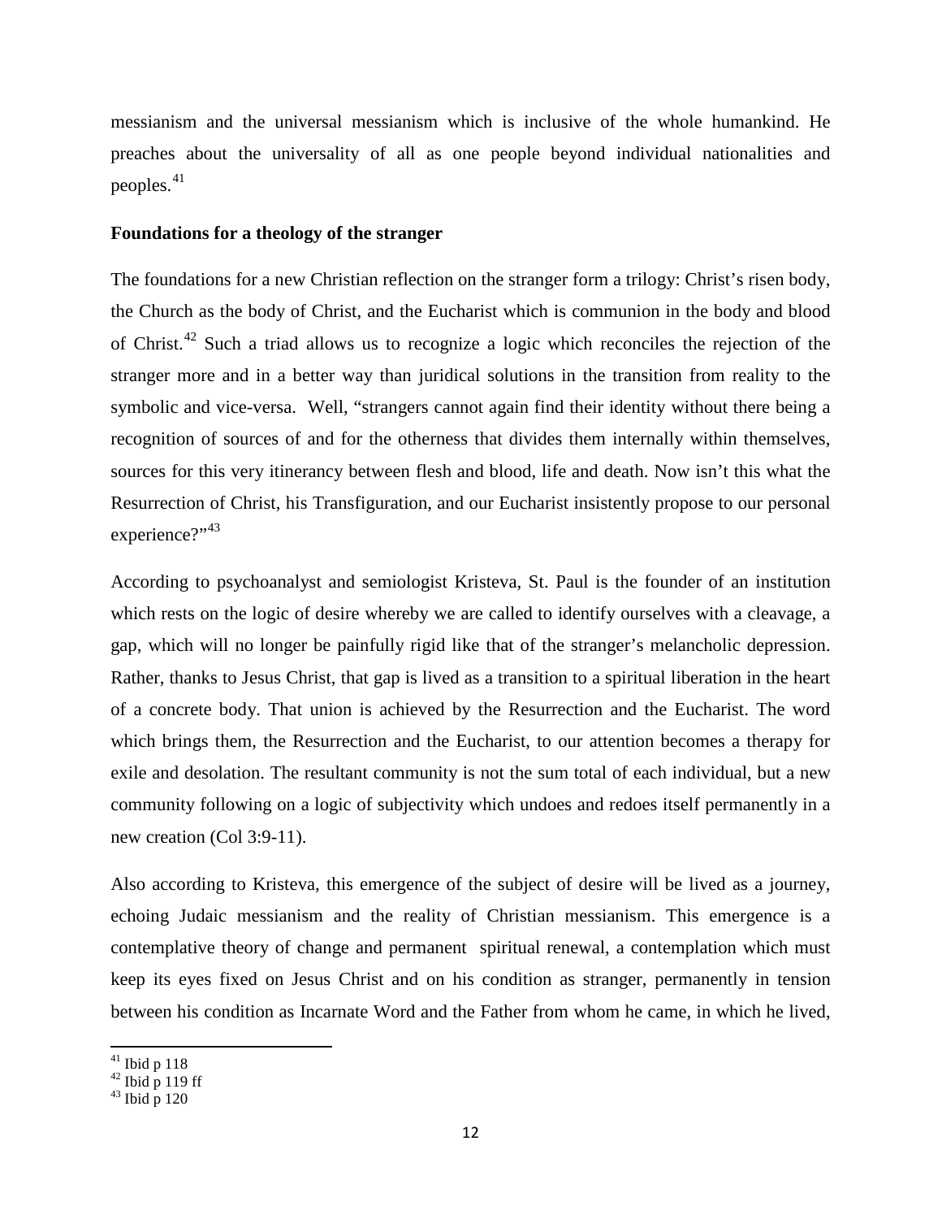messianism and the universal messianism which is inclusive of the whole humankind. He preaches about the universality of all as one people beyond individual nationalities and peoples.[41]

**Foundations for a theology of the stranger**

The foundations for a new Christian reflection on the stranger form a trilogy: Christ's risen body, the Church as the body of Christ, and the Eucharist which is communion in the body and blood of Christ.[42] Such a triad allows us to recognize a logic which reconciles the rejection of the stranger more and in a better way than juridical solutions in the transition from reality to the symbolic and vice-versa. Well, "strangers cannot again find their identity without there being a recognition of sources of and for the otherness that divides them internally within themselves, sources for this very itinerancy between flesh and blood, life and death. Now isn't this what the Resurrection of Christ, his Transfiguration, and our Eucharist insistently propose to our personal experience?"[43]

According to psychoanalyst and semiologist Kristeva, St. Paul is the founder of an institution which rests on the logic of desire whereby we are called to identify ourselves with a cleavage, a gap, which will no longer be painfully rigid like that of the stranger's melancholic depression. Rather, thanks to Jesus Christ, that gap is lived as a transition to a spiritual liberation in the heart of a concrete body. That union is achieved by the Resurrection and the Eucharist. The word which brings them, the Resurrection and the Eucharist, to our attention becomes a therapy for exile and desolation. The resultant community is not the sum total of each individual, but a new community following on a logic of subjectivity which undoes and redoes itself permanently in a new creation (Col 3:9-11).

Also according to Kristeva, this emergence of the subject of desire will be lived as a journey, echoing Judaic messianism and the reality of Christian messianism. This emergence is a contemplative theory of change and permanent spiritual renewal, a contemplation which must keep its eyes fixed on Jesus Christ and on his condition as stranger, permanently in tension between his condition as Incarnate Word and the Father from whom he came, in which he lived,

[41] Ibid p 118
[42] Ibid p 119 ff
[43] Ibid p 120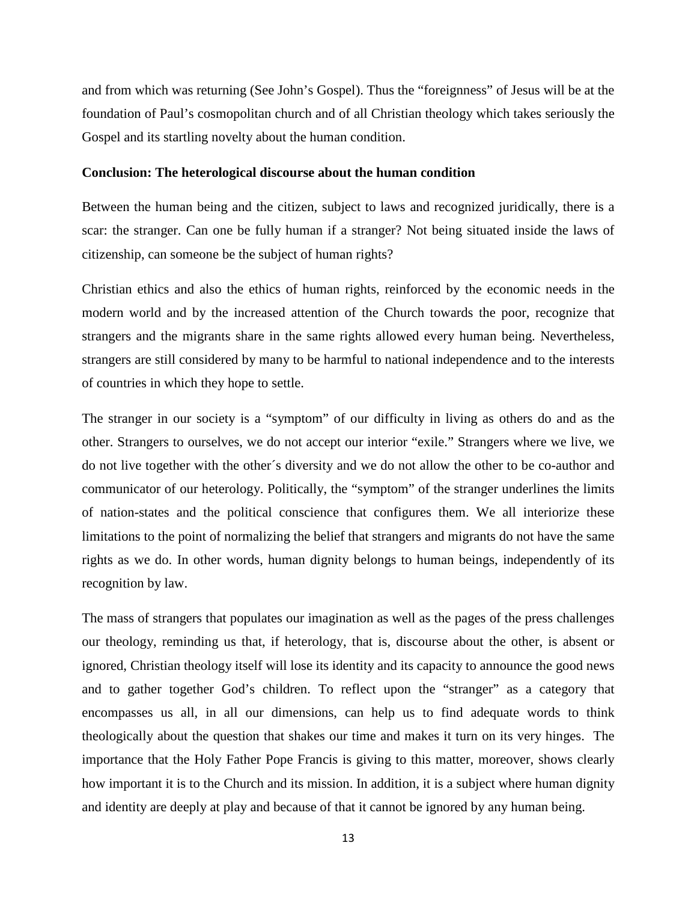and from which was returning (See John's Gospel). Thus the "foreignness" of Jesus will be at the foundation of Paul's cosmopolitan church and of all Christian theology which takes seriously the Gospel and its startling novelty about the human condition.

**Conclusion: The heterological discourse about the human condition**

Between the human being and the citizen, subject to laws and recognized juridically, there is a scar: the stranger. Can one be fully human if a stranger? Not being situated inside the laws of citizenship, can someone be the subject of human rights?

Christian ethics and also the ethics of human rights, reinforced by the economic needs in the modern world and by the increased attention of the Church towards the poor, recognize that strangers and the migrants share in the same rights allowed every human being. Nevertheless, strangers are still considered by many to be harmful to national independence and to the interests of countries in which they hope to settle.

The stranger in our society is a "symptom" of our difficulty in living as others do and as the other. Strangers to ourselves, we do not accept our interior "exile." Strangers where we live, we do not live together with the other´s diversity and we do not allow the other to be co-author and communicator of our heterology. Politically, the "symptom" of the stranger underlines the limits of nation-states and the political conscience that configures them. We all interiorize these limitations to the point of normalizing the belief that strangers and migrants do not have the same rights as we do. In other words, human dignity belongs to human beings, independently of its recognition by law.

The mass of strangers that populates our imagination as well as the pages of the press challenges our theology, reminding us that, if heterology, that is, discourse about the other, is absent or ignored, Christian theology itself will lose its identity and its capacity to announce the good news and to gather together God's children. To reflect upon the "stranger" as a category that encompasses us all, in all our dimensions, can help us to find adequate words to think theologically about the question that shakes our time and makes it turn on its very hinges. The importance that the Holy Father Pope Francis is giving to this matter, moreover, shows clearly how important it is to the Church and its mission. In addition, it is a subject where human dignity and identity are deeply at play and because of that it cannot be ignored by any human being.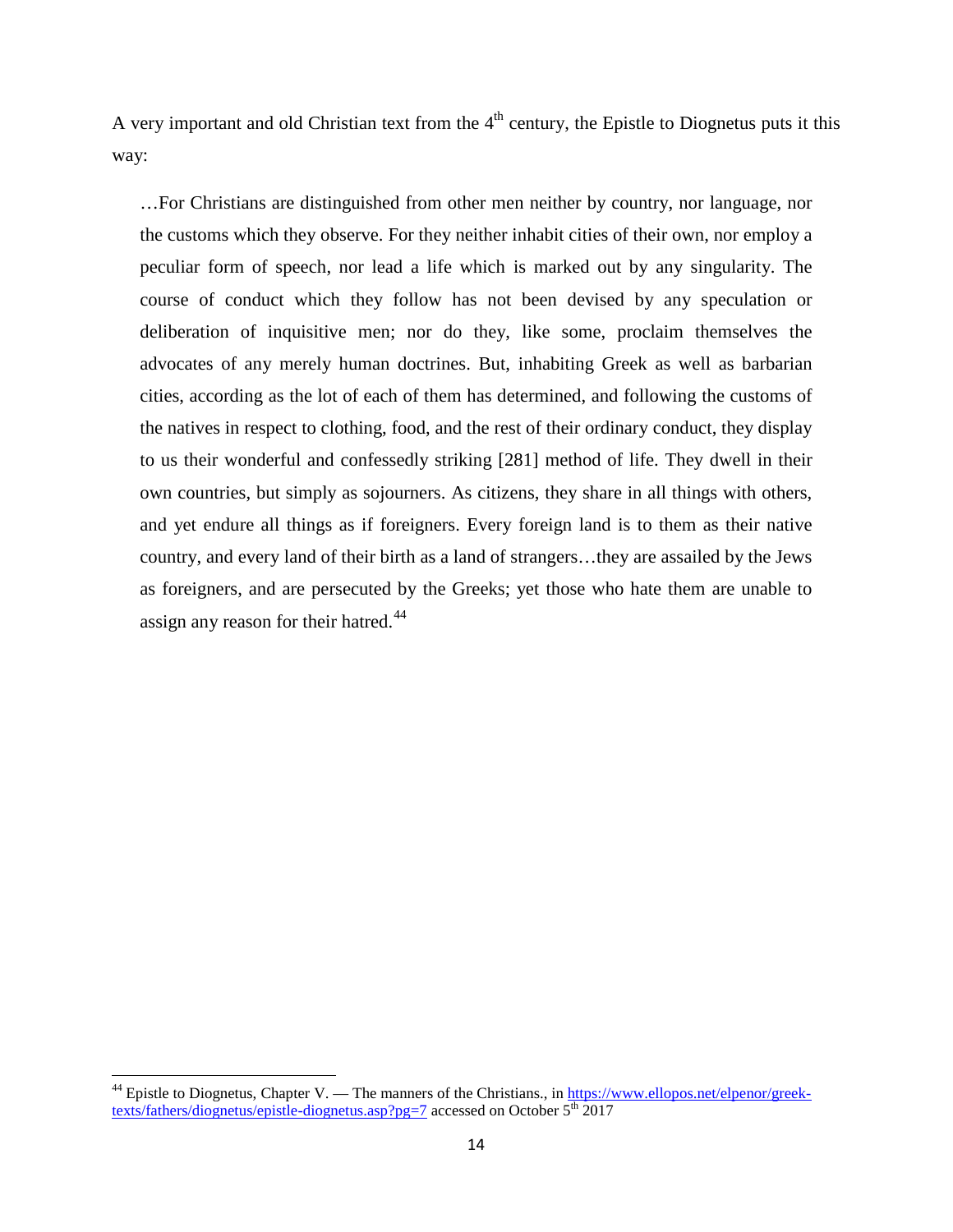A very important and old Christian text from the 4th century, the Epistle to Diognetus puts it this way:

> …For Christians are distinguished from other men neither by country, nor language, nor the customs which they observe. For they neither inhabit cities of their own, nor employ a peculiar form of speech, nor lead a life which is marked out by any singularity. The course of conduct which they follow has not been devised by any speculation or deliberation of inquisitive men; nor do they, like some, proclaim themselves the advocates of any merely human doctrines. But, inhabiting Greek as well as barbarian cities, according as the lot of each of them has determined, and following the customs of the natives in respect to clothing, food, and the rest of their ordinary conduct, they display to us their wonderful and confessedly striking [281] method of life. They dwell in their own countries, but simply as sojourners. As citizens, they share in all things with others, and yet endure all things as if foreigners. Every foreign land is to them as their native country, and every land of their birth as a land of strangers…they are assailed by the Jews as foreigners, and are persecuted by the Greeks; yet those who hate them are unable to assign any reason for their hatred.[44]

[44] Epistle to Diognetus, Chapter V. — The manners of the Christians., in https://www.ellopos.net/elpenor/greek-texts/fathers/diognetus/epistle-diognetus.asp?pg=7 accessed on October 5th 2017